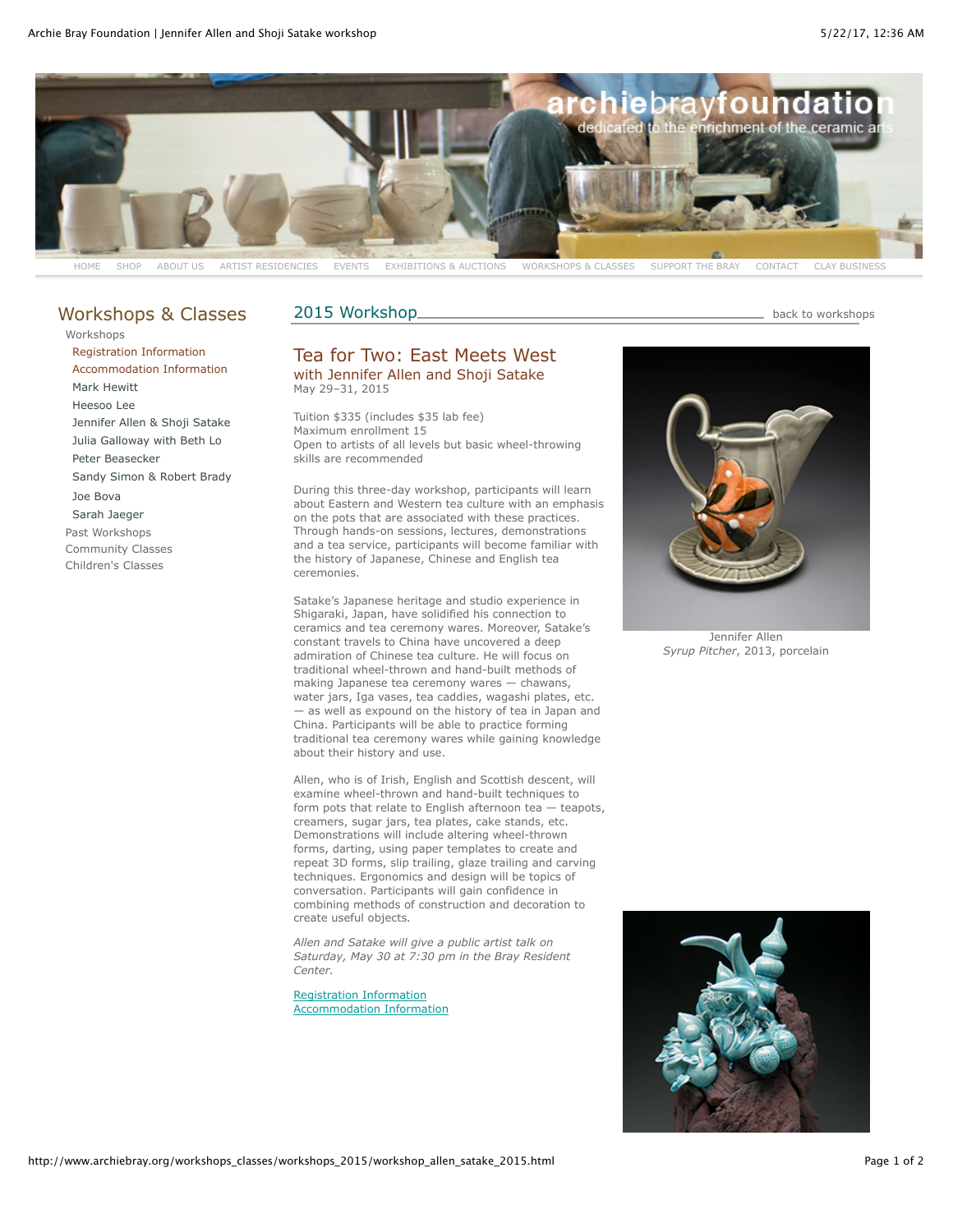HOME SHOP ABOUT US ARTIST RESIDENCIES EVENTS EXHIBITIONS & AUCTIONS WORKSHOPS & CLASSES SUPPORT THE BRAY CONTACT CLAY BUSINESS

## Workshops & Classes

- Workshops
  - Registration Information
  - Accommodation Information
  - Mark Hewitt
  - Heesoo Lee
  - Jennifer Allen & Shoji Satake
  - Julia Galloway with Beth Lo
  - Peter Beasecker
  - Sandy Simon & Robert Brady
  - Joe Bova
  - Sarah Jaeger
- Past Workshops
- Community Classes
- Children's Classes

## 2015 Workshop

back to workshops

# Tea for Two: East Meets West

### with Jennifer Allen and Shoji Satake

May 29–31, 2015

Tuition $335 (includes $35 lab fee)
Maximum enrollment 15
Open to artists of all levels but basic wheel-throwing skills are recommended

During this three-day workshop, participants will learn about Eastern and Western tea culture with an emphasis on the pots that are associated with these practices. Through hands-on sessions, lectures, demonstrations and a tea service, participants will become familiar with the history of Japanese, Chinese and English tea ceremonies.

Satake's Japanese heritage and studio experience in Shigaraki, Japan, have solidified his connection to ceramics and tea ceremony wares. Moreover, Satake's constant travels to China have uncovered a deep admiration of Chinese tea culture. He will focus on traditional wheel-thrown and hand-built methods of making Japanese tea ceremony wares — chawans, water jars, Iga vases, tea caddies, wagashi plates, etc. — as well as expound on the history of tea in Japan and China. Participants will be able to practice forming traditional tea ceremony wares while gaining knowledge about their history and use.

Allen, who is of Irish, English and Scottish descent, will examine wheel-thrown and hand-built techniques to form pots that relate to English afternoon tea — teapots, creamers, sugar jars, tea plates, cake stands, etc. Demonstrations will include altering wheel-thrown forms, darting, using paper templates to create and repeat 3D forms, slip trailing, glaze trailing and carving techniques. Ergonomics and design will be topics of conversation. Participants will gain confidence in combining methods of construction and decoration to create useful objects.

*Allen and Satake will give a public artist talk on Saturday, May 30 at 7:30 pm in the Bray Resident Center.*

Registration Information
Accommodation Information

Jennifer Allen
*Syrup Pitcher*, 2013, porcelain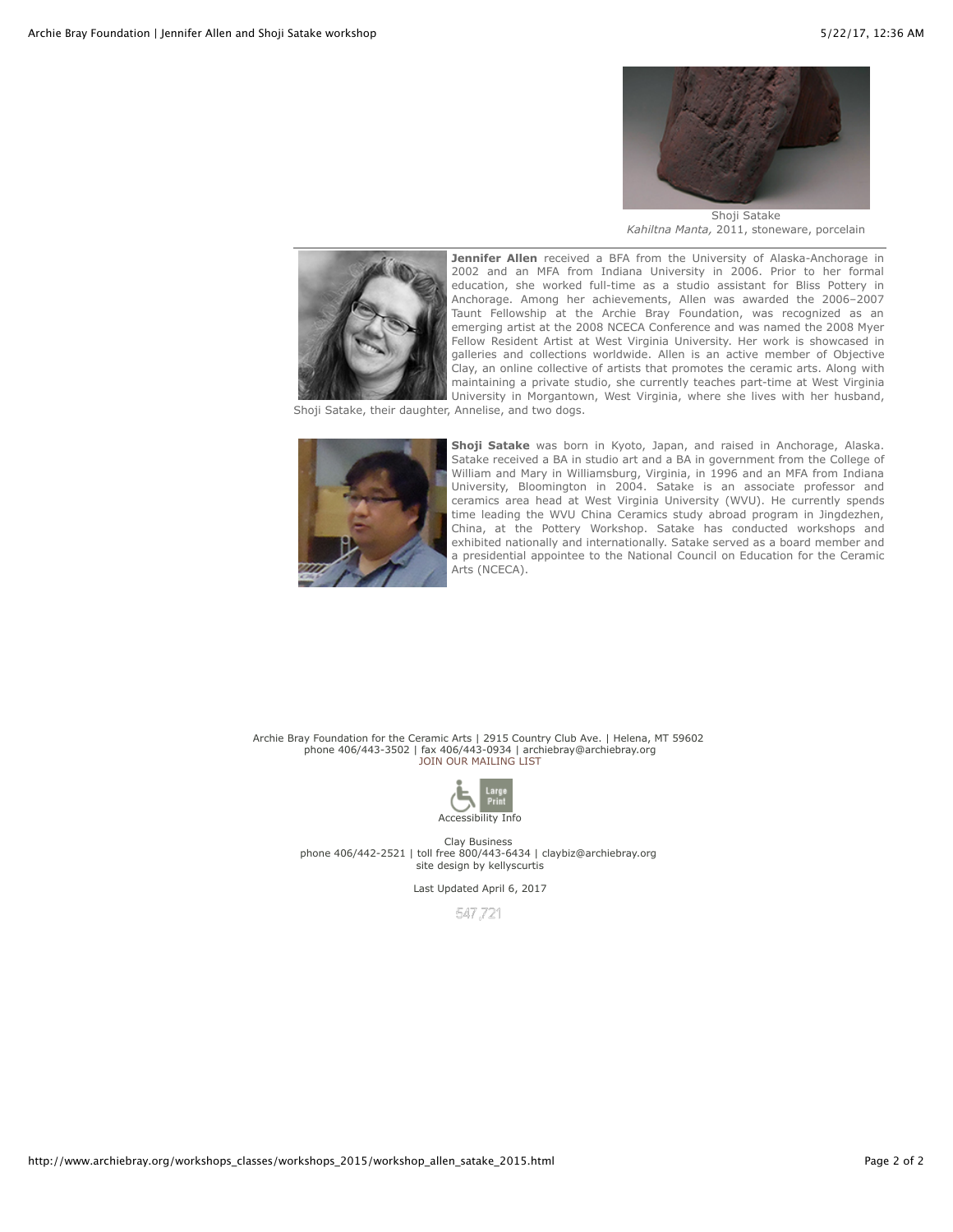Shoji Satake
*Kahiltna Manta,* 2011, stoneware, porcelain

---

**Jennifer Allen** received a BFA from the University of Alaska-Anchorage in 2002 and an MFA from Indiana University in 2006. Prior to her formal education, she worked full-time as a studio assistant for Bliss Pottery in Anchorage. Among her achievements, Allen was awarded the 2006–2007 Taunt Fellowship at the Archie Bray Foundation, was recognized as an emerging artist at the 2008 NCECA Conference and was named the 2008 Myer Fellow Resident Artist at West Virginia University. Her work is showcased in galleries and collections worldwide. Allen is an active member of Objective Clay, an online collective of artists that promotes the ceramic arts. Along with maintaining a private studio, she currently teaches part-time at West Virginia University in Morgantown, West Virginia, where she lives with her husband, Shoji Satake, their daughter, Annelise, and two dogs.

**Shoji Satake** was born in Kyoto, Japan, and raised in Anchorage, Alaska. Satake received a BA in studio art and a BA in government from the College of William and Mary in Williamsburg, Virginia, in 1996 and an MFA from Indiana University, Bloomington in 2004. Satake is an associate professor and ceramics area head at West Virginia University (WVU). He currently spends time leading the WVU China Ceramics study abroad program in Jingdezhen, China, at the Pottery Workshop. Satake has conducted workshops and exhibited nationally and internationally. Satake served as a board member and a presidential appointee to the National Council on Education for the Ceramic Arts (NCECA).

Archie Bray Foundation for the Ceramic Arts | 2915 Country Club Ave. | Helena, MT 59602
phone 406/443-3502 | fax 406/443-0934 | archiebray@archiebray.org
JOIN OUR MAILING LIST

Accessibility Info

Clay Business
phone 406/442-2521 | toll free 800/443-6434 | claybiz@archiebray.org
site design by kellyscurtis

Last Updated April 6, 2017

547,721